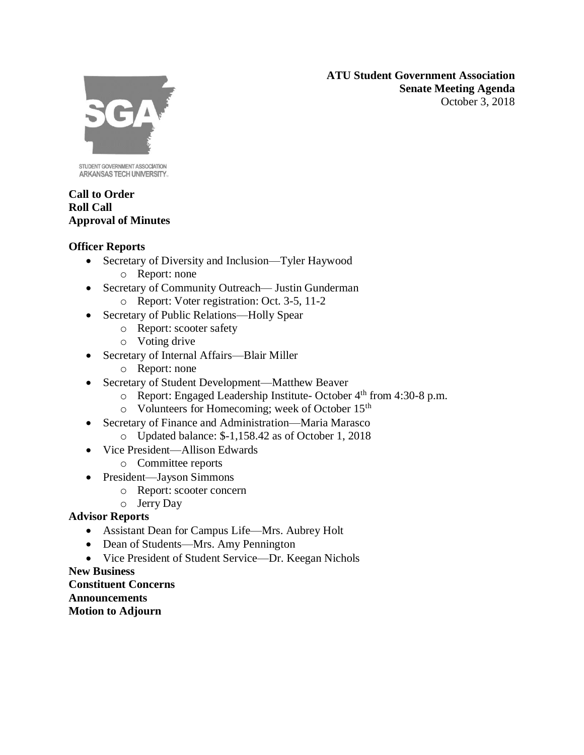**ATU Student Government Association**
**Senate Meeting Agenda**
October 3, 2018

**Call to Order**
**Roll Call**
**Approval of Minutes**

**Officer Reports**

- Secretary of Diversity and Inclusion—Tyler Haywood
  - Report: none
- Secretary of Community Outreach— Justin Gunderman
  - Report: Voter registration: Oct. 3-5, 11-2
- Secretary of Public Relations—Holly Spear
  - Report: scooter safety
  - Voting drive
- Secretary of Internal Affairs—Blair Miller
  - Report: none
- Secretary of Student Development—Matthew Beaver
  - Report: Engaged Leadership Institute- October 4th from 4:30-8 p.m.
  - Volunteers for Homecoming; week of October 15th
- Secretary of Finance and Administration—Maria Marasco
  - Updated balance: $-1,158.42 as of October 1, 2018
- Vice President—Allison Edwards
  - Committee reports
- President—Jayson Simmons
  - Report: scooter concern
  - Jerry Day

**Advisor Reports**

- Assistant Dean for Campus Life—Mrs. Aubrey Holt
- Dean of Students—Mrs. Amy Pennington
- Vice President of Student Service—Dr. Keegan Nichols

**New Business**
**Constituent Concerns**
**Announcements**
**Motion to Adjourn**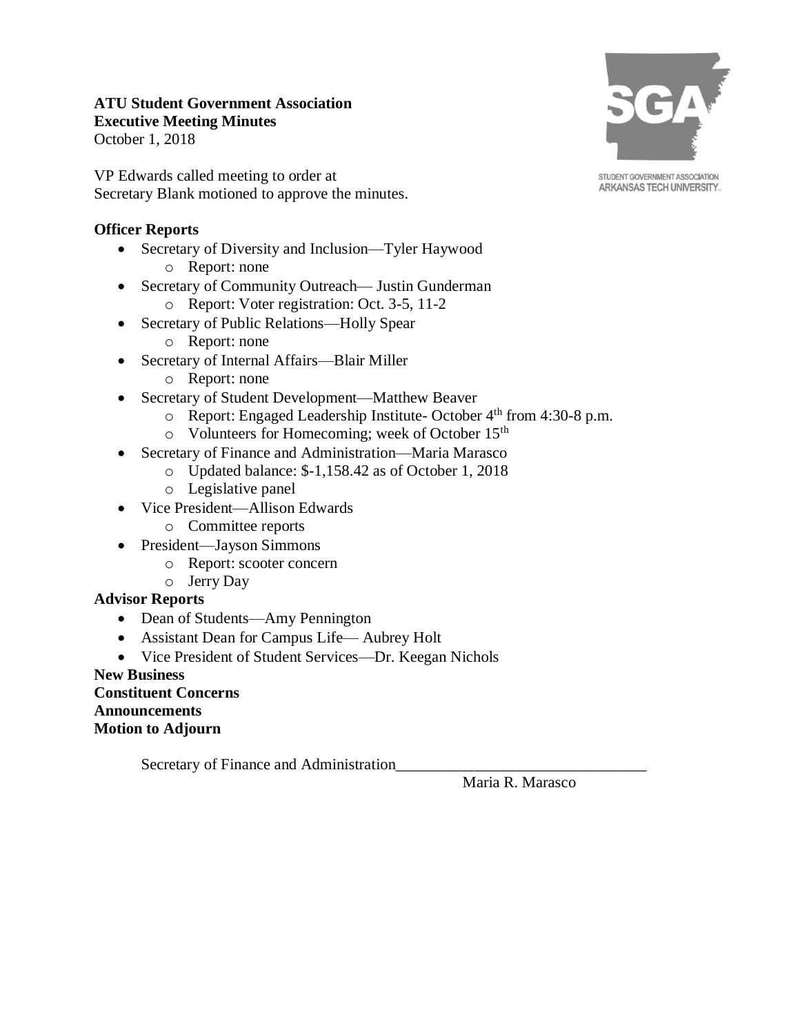**ATU Student Government Association**
**Executive Meeting Minutes**
October 1, 2018

VP Edwards called meeting to order at
Secretary Blank motioned to approve the minutes.

**Officer Reports**

- Secretary of Diversity and Inclusion—Tyler Haywood
  - Report: none
- Secretary of Community Outreach— Justin Gunderman
  - Report: Voter registration: Oct. 3-5, 11-2
- Secretary of Public Relations—Holly Spear
  - Report: none
- Secretary of Internal Affairs—Blair Miller
  - Report: none
- Secretary of Student Development—Matthew Beaver
  - Report: Engaged Leadership Institute- October 4th from 4:30-8 p.m.
  - Volunteers for Homecoming; week of October 15th
- Secretary of Finance and Administration—Maria Marasco
  - Updated balance: $-1,158.42 as of October 1, 2018
  - Legislative panel
- Vice President—Allison Edwards
  - Committee reports
- President—Jayson Simmons
  - Report: scooter concern
  - Jerry Day

**Advisor Reports**

- Dean of Students—Amy Pennington
- Assistant Dean for Campus Life— Aubrey Holt
- Vice President of Student Services—Dr. Keegan Nichols

**New Business**
**Constituent Concerns**
**Announcements**
**Motion to Adjourn**

Secretary of Finance and Administration________________________________
Maria R. Marasco